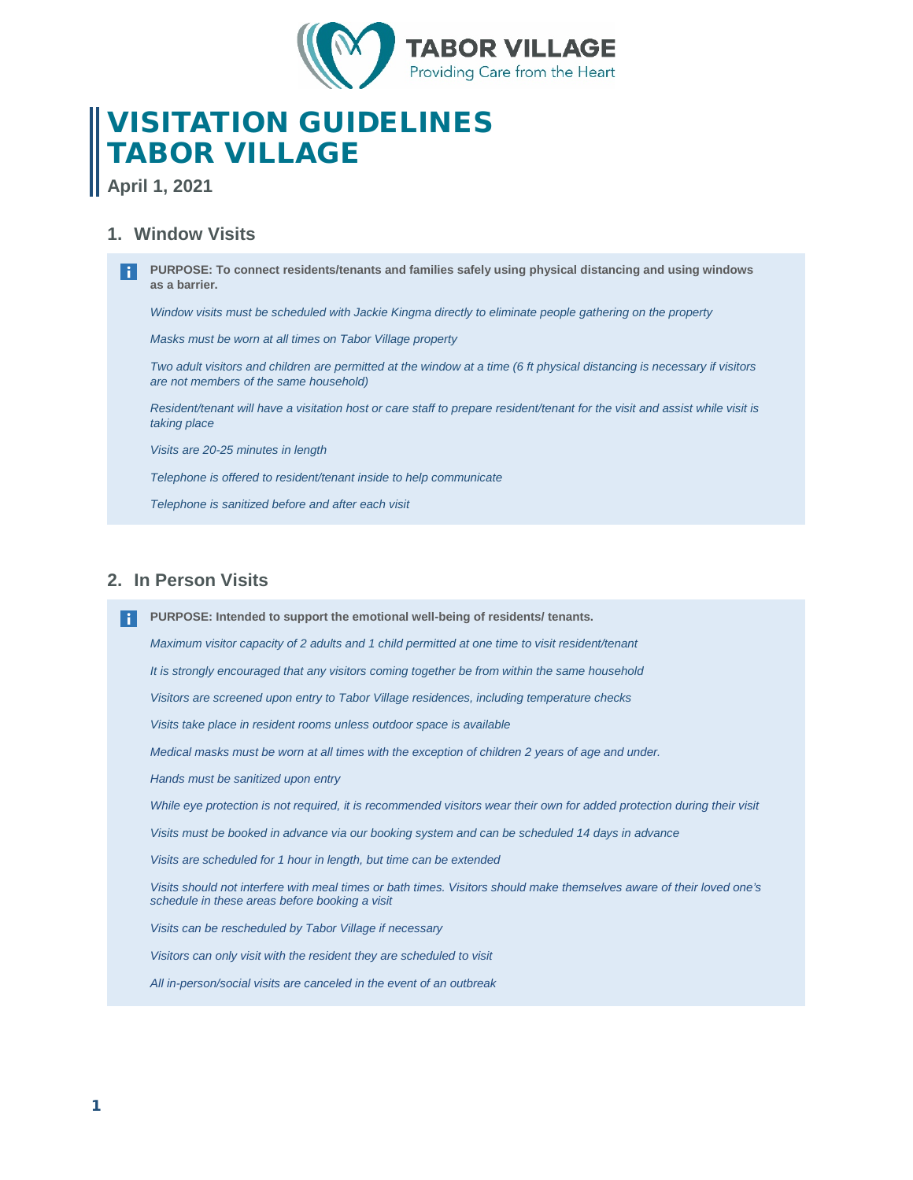TABOR VILLAGE
Providing Care from the Heart

# VISITATION GUIDELINES TABOR VILLAGE

**April 1, 2021**

## 1. Window Visits

**PURPOSE: To connect residents/tenants and families safely using physical distancing and using windows as a barrier.**

*Window visits must be scheduled with Jackie Kingma directly to eliminate people gathering on the property*

*Masks must be worn at all times on Tabor Village property*

*Two adult visitors and children are permitted at the window at a time (6 ft physical distancing is necessary if visitors are not members of the same household)*

*Resident/tenant will have a visitation host or care staff to prepare resident/tenant for the visit and assist while visit is taking place*

*Visits are 20-25 minutes in length*

*Telephone is offered to resident/tenant inside to help communicate*

*Telephone is sanitized before and after each visit*

## 2. In Person Visits

**PURPOSE: Intended to support the emotional well-being of residents/ tenants.**

*Maximum visitor capacity of 2 adults and 1 child permitted at one time to visit resident/tenant*

*It is strongly encouraged that any visitors coming together be from within the same household*

*Visitors are screened upon entry to Tabor Village residences, including temperature checks*

*Visits take place in resident rooms unless outdoor space is available*

*Medical masks must be worn at all times with the exception of children 2 years of age and under.*

*Hands must be sanitized upon entry*

*While eye protection is not required, it is recommended visitors wear their own for added protection during their visit*

*Visits must be booked in advance via our booking system and can be scheduled 14 days in advance*

*Visits are scheduled for 1 hour in length, but time can be extended*

*Visits should not interfere with meal times or bath times. Visitors should make themselves aware of their loved one's schedule in these areas before booking a visit*

*Visits can be rescheduled by Tabor Village if necessary*

*Visitors can only visit with the resident they are scheduled to visit*

*All in-person/social visits are canceled in the event of an outbreak*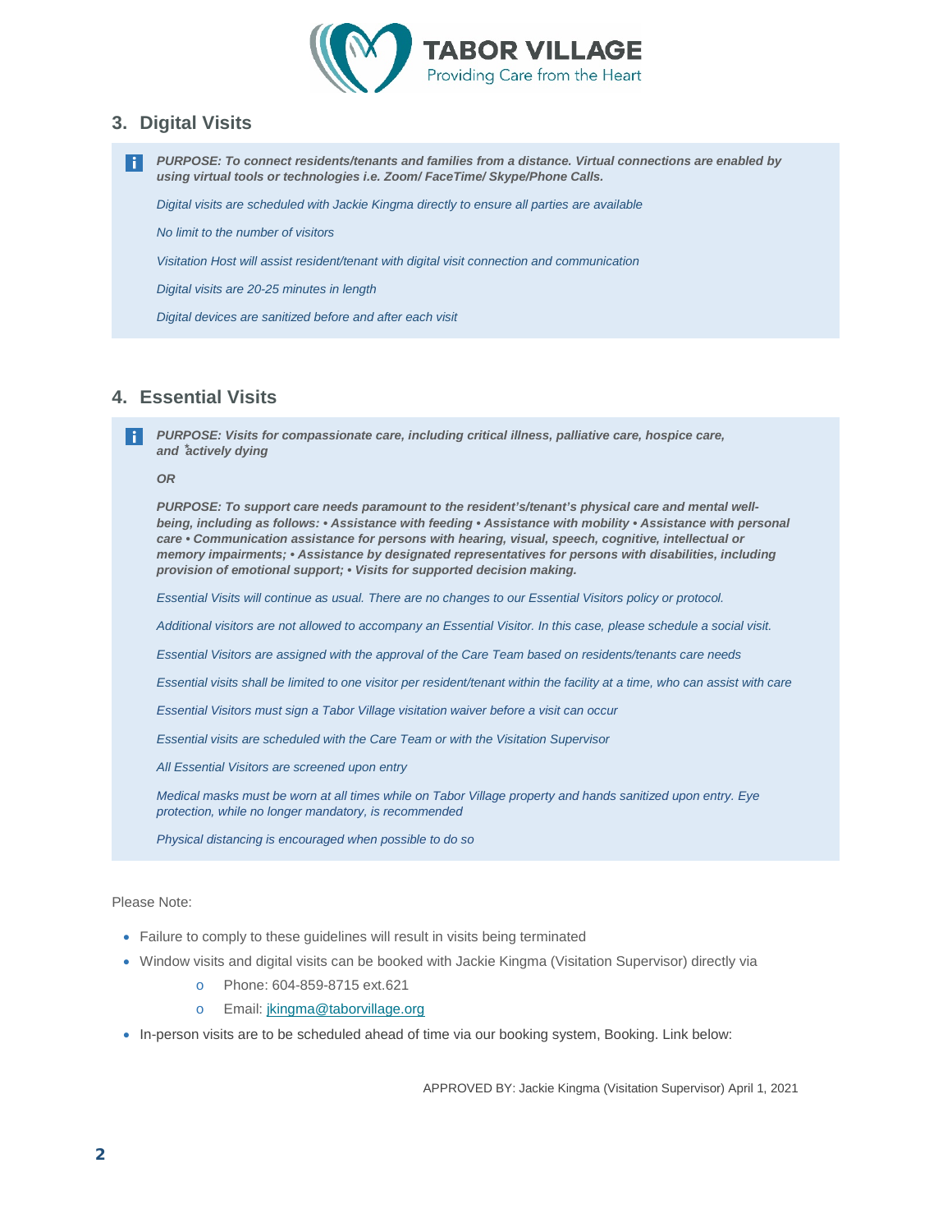## 3. Digital Visits

***PURPOSE: To connect residents/tenants and families from a distance. Virtual connections are enabled by using virtual tools or technologies i.e. Zoom/ FaceTime/ Skype/Phone Calls.***

*Digital visits are scheduled with Jackie Kingma directly to ensure all parties are available*

*No limit to the number of visitors*

*Visitation Host will assist resident/tenant with digital visit connection and communication*

*Digital visits are 20-25 minutes in length*

*Digital devices are sanitized before and after each visit*

## 4. Essential Visits

***PURPOSE: Visits for compassionate care, including critical illness, palliative care, hospice care, and \*actively dying***

***OR***

***PURPOSE: To support care needs paramount to the resident's/tenant's physical care and mental well-being, including as follows: • Assistance with feeding • Assistance with mobility • Assistance with personal care • Communication assistance for persons with hearing, visual, speech, cognitive, intellectual or memory impairments; • Assistance by designated representatives for persons with disabilities, including provision of emotional support; • Visits for supported decision making.***

*Essential Visits will continue as usual. There are no changes to our Essential Visitors policy or protocol.*

*Additional visitors are not allowed to accompany an Essential Visitor. In this case, please schedule a social visit.*

*Essential Visitors are assigned with the approval of the Care Team based on residents/tenants care needs*

*Essential visits shall be limited to one visitor per resident/tenant within the facility at a time, who can assist with care*

*Essential Visitors must sign a Tabor Village visitation waiver before a visit can occur*

*Essential visits are scheduled with the Care Team or with the Visitation Supervisor*

*All Essential Visitors are screened upon entry*

*Medical masks must be worn at all times while on Tabor Village property and hands sanitized upon entry. Eye protection, while no longer mandatory, is recommended*

*Physical distancing is encouraged when possible to do so*

Please Note:

- Failure to comply to these guidelines will result in visits being terminated
- Window visits and digital visits can be booked with Jackie Kingma (Visitation Supervisor) directly via
  - Phone: 604-859-8715 ext.621
  - Email: jkingma@taborvillage.org
- In-person visits are to be scheduled ahead of time via our booking system, Booking. Link below:

APPROVED BY: Jackie Kingma (Visitation Supervisor) April 1, 2021